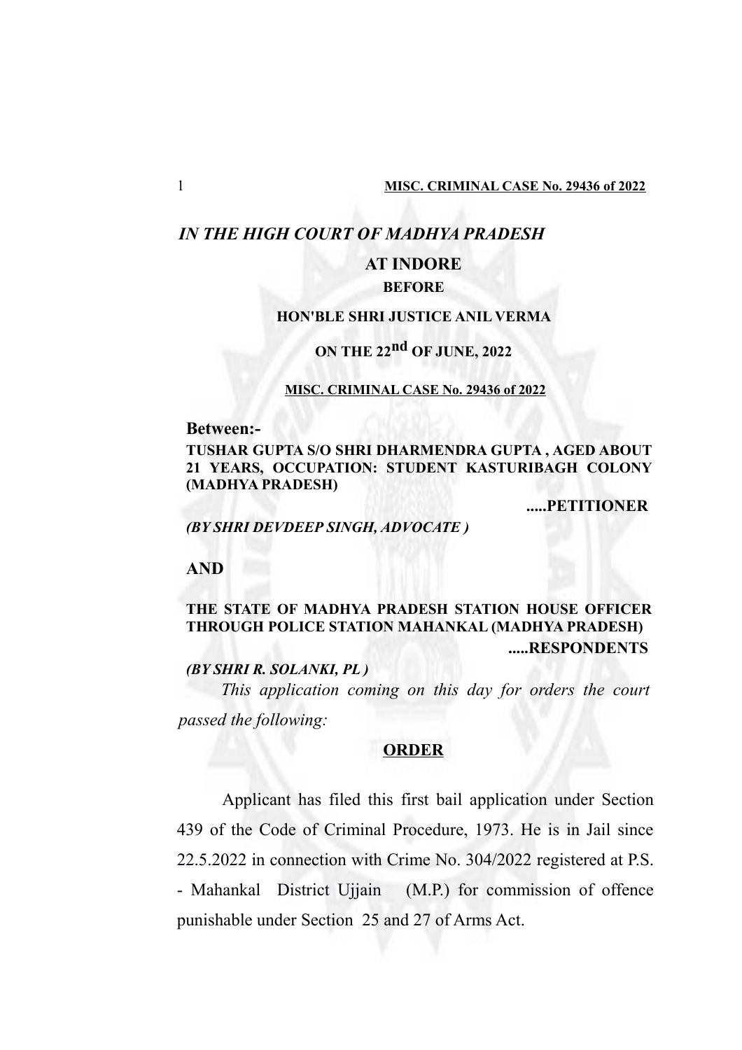## *IN THE HIGH COURT OF MADHYA PRADESH*

### AT INDORE

**BEFORE**

**HON'BLE SHRI JUSTICE ANIL VERMA**

**ON THE 22nd OF JUNE, 2022**

**MISC. CRIMINAL CASE No. 29436 of 2022**

**Between:-**

**TUSHAR GUPTA S/O SHRI DHARMENDRA GUPTA , AGED ABOUT 21 YEARS, OCCUPATION: STUDENT KASTURIBAGH COLONY (MADHYA PRADESH)**

**.....PETITIONER**

***(BY SHRI DEVDEEP SINGH, ADVOCATE )***

**AND**

**THE STATE OF MADHYA PRADESH STATION HOUSE OFFICER THROUGH POLICE STATION MAHANKAL (MADHYA PRADESH)**

**.....RESPONDENTS**

***(BY SHRI R. SOLANKI, PL )***

*This application coming on this day for orders the court passed the following:*

**ORDER**

Applicant has filed this first bail application under Section 439 of the Code of Criminal Procedure, 1973. He is in Jail since 22.5.2022 in connection with Crime No. 304/2022 registered at P.S. - Mahankal District Ujjain (M.P.) for commission of offence punishable under Section 25 and 27 of Arms Act.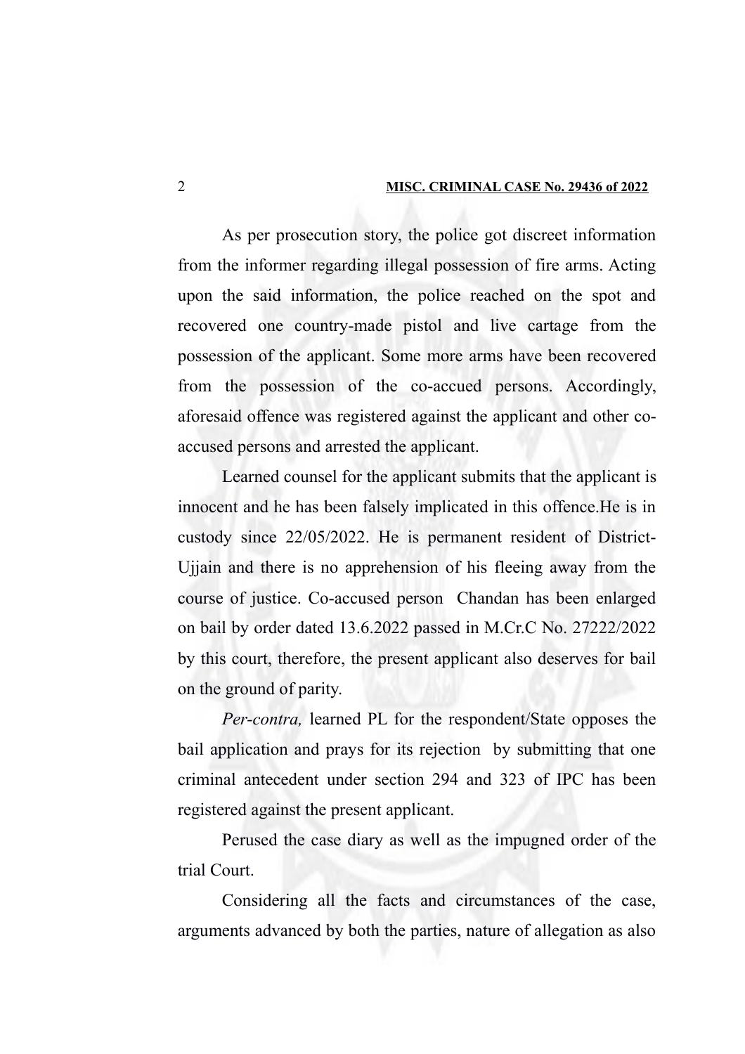As per prosecution story, the police got discreet information from the informer regarding illegal possession of fire arms. Acting upon the said information, the police reached on the spot and recovered one country-made pistol and live cartage from the possession of the applicant. Some more arms have been recovered from the possession of the co-accued persons. Accordingly, aforesaid offence was registered against the applicant and other co-accused persons and arrested the applicant.

Learned counsel for the applicant submits that the applicant is innocent and he has been falsely implicated in this offence.He is in custody since 22/05/2022. He is permanent resident of District-Ujjain and there is no apprehension of his fleeing away from the course of justice. Co-accused person Chandan has been enlarged on bail by order dated 13.6.2022 passed in M.Cr.C No. 27222/2022 by this court, therefore, the present applicant also deserves for bail on the ground of parity.

*Per-contra,* learned PL for the respondent/State opposes the bail application and prays for its rejection by submitting that one criminal antecedent under section 294 and 323 of IPC has been registered against the present applicant.

Perused the case diary as well as the impugned order of the trial Court.

Considering all the facts and circumstances of the case, arguments advanced by both the parties, nature of allegation as also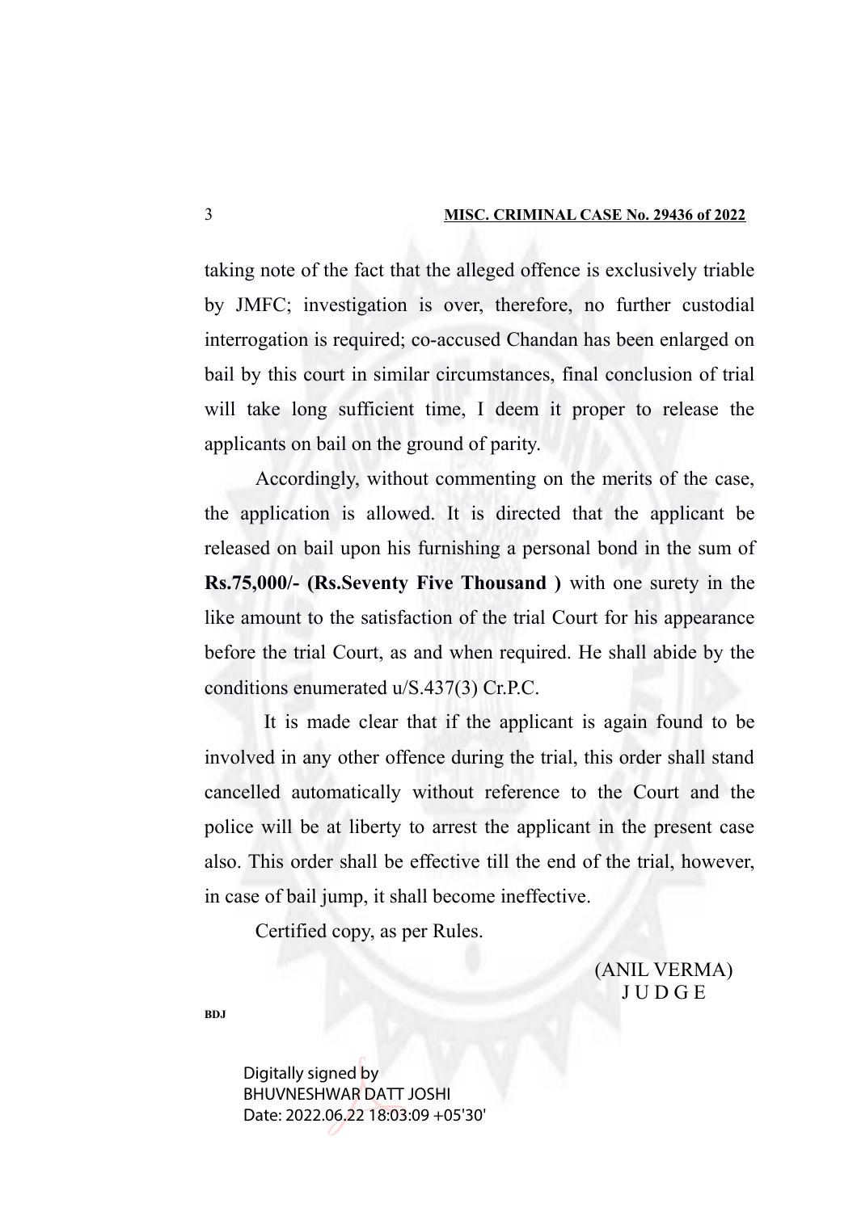taking note of the fact that the alleged offence is exclusively triable by JMFC; investigation is over, therefore, no further custodial interrogation is required; co-accused Chandan has been enlarged on bail by this court in similar circumstances, final conclusion of trial will take long sufficient time, I deem it proper to release the applicants on bail on the ground of parity.

Accordingly, without commenting on the merits of the case, the application is allowed. It is directed that the applicant be released on bail upon his furnishing a personal bond in the sum of **Rs.75,000/- (Rs.Seventy Five Thousand )** with one surety in the like amount to the satisfaction of the trial Court for his appearance before the trial Court, as and when required. He shall abide by the conditions enumerated u/S.437(3) Cr.P.C.

It is made clear that if the applicant is again found to be involved in any other offence during the trial, this order shall stand cancelled automatically without reference to the Court and the police will be at liberty to arrest the applicant in the present case also. This order shall be effective till the end of the trial, however, in case of bail jump, it shall become ineffective.

Certified copy, as per Rules.

(ANIL VERMA)
JUDGE

BDJ

Digitally signed by
BHUVNESHWAR DATT JOSHI
Date: 2022.06.22 18:03:09 +05'30'